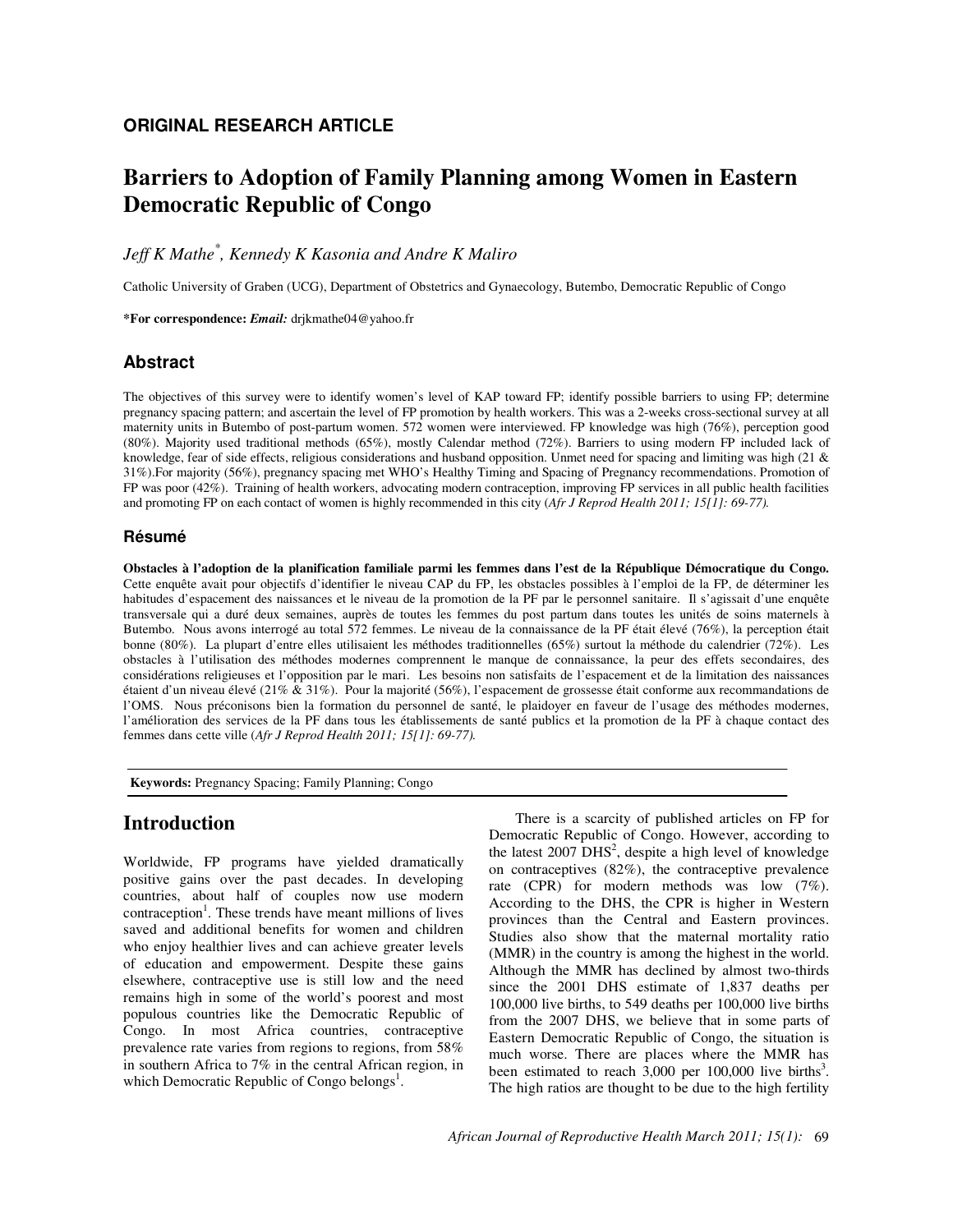**ORIGINAL RESEARCH ARTICLE**

# Barriers to Adoption of Family Planning among Women in Eastern Democratic Republic of Congo

*Jeff K Mathe*[*]*, Kennedy K Kasonia and Andre K Maliro*

Catholic University of Graben (UCG), Department of Obstetrics and Gynaecology, Butembo, Democratic Republic of Congo

**\*For correspondence:** ***Email:*** drjkmathe04@yahoo.fr

## Abstract

The objectives of this survey were to identify women's level of KAP toward FP; identify possible barriers to using FP; determine pregnancy spacing pattern; and ascertain the level of FP promotion by health workers. This was a 2-weeks cross-sectional survey at all maternity units in Butembo of post-partum women. 572 women were interviewed. FP knowledge was high (76%), perception good (80%). Majority used traditional methods (65%), mostly Calendar method (72%). Barriers to using modern FP included lack of knowledge, fear of side effects, religious considerations and husband opposition. Unmet need for spacing and limiting was high (21 & 31%).For majority (56%), pregnancy spacing met WHO's Healthy Timing and Spacing of Pregnancy recommendations. Promotion of FP was poor (42%). Training of health workers, advocating modern contraception, improving FP services in all public health facilities and promoting FP on each contact of women is highly recommended in this city (*Afr J Reprod Health 2011; 15[1]: 69-77).*

### Résumé

**Obstacles à l'adoption de la planification familiale parmi les femmes dans l'est de la République Démocratique du Congo.** Cette enquête avait pour objectifs d'identifier le niveau CAP du FP, les obstacles possibles à l'emploi de la FP, de déterminer les habitudes d'espacement des naissances et le niveau de la promotion de la PF par le personnel sanitaire. Il s'agissait d'une enquête transversale qui a duré deux semaines, auprès de toutes les femmes du post partum dans toutes les unités de soins maternels à Butembo. Nous avons interrogé au total 572 femmes. Le niveau de la connaissance de la PF était élevé (76%), la perception était bonne (80%). La plupart d'entre elles utilisaient les méthodes traditionnelles (65%) surtout la méthode du calendrier (72%). Les obstacles à l'utilisation des méthodes modernes comprennent le manque de connaissance, la peur des effets secondaires, des considérations religieuses et l'opposition par le mari. Les besoins non satisfaits de l'espacement et de la limitation des naissances étaient d'un niveau élevé (21% & 31%). Pour la majorité (56%), l'espacement de grossesse était conforme aux recommandations de l'OMS. Nous préconisons bien la formation du personnel de santé, le plaidoyer en faveur de l'usage des méthodes modernes, l'amélioration des services de la PF dans tous les établissements de santé publics et la promotion de la PF à chaque contact des femmes dans cette ville (*Afr J Reprod Health 2011; 15[1]: 69-77).*

**Keywords:** Pregnancy Spacing; Family Planning; Congo

## Introduction

Worldwide, FP programs have yielded dramatically positive gains over the past decades. In developing countries, about half of couples now use modern contraception[1]. These trends have meant millions of lives saved and additional benefits for women and children who enjoy healthier lives and can achieve greater levels of education and empowerment. Despite these gains elsewhere, contraceptive use is still low and the need remains high in some of the world's poorest and most populous countries like the Democratic Republic of Congo. In most Africa countries, contraceptive prevalence rate varies from regions to regions, from 58% in southern Africa to 7% in the central African region, in which Democratic Republic of Congo belongs[1].

There is a scarcity of published articles on FP for Democratic Republic of Congo. However, according to the latest 2007 DHS[2], despite a high level of knowledge on contraceptives (82%), the contraceptive prevalence rate (CPR) for modern methods was low (7%). According to the DHS, the CPR is higher in Western provinces than the Central and Eastern provinces. Studies also show that the maternal mortality ratio (MMR) in the country is among the highest in the world. Although the MMR has declined by almost two-thirds since the 2001 DHS estimate of 1,837 deaths per 100,000 live births, to 549 deaths per 100,000 live births from the 2007 DHS, we believe that in some parts of Eastern Democratic Republic of Congo, the situation is much worse. There are places where the MMR has been estimated to reach 3,000 per 100,000 live births[3]. The high ratios are thought to be due to the high fertility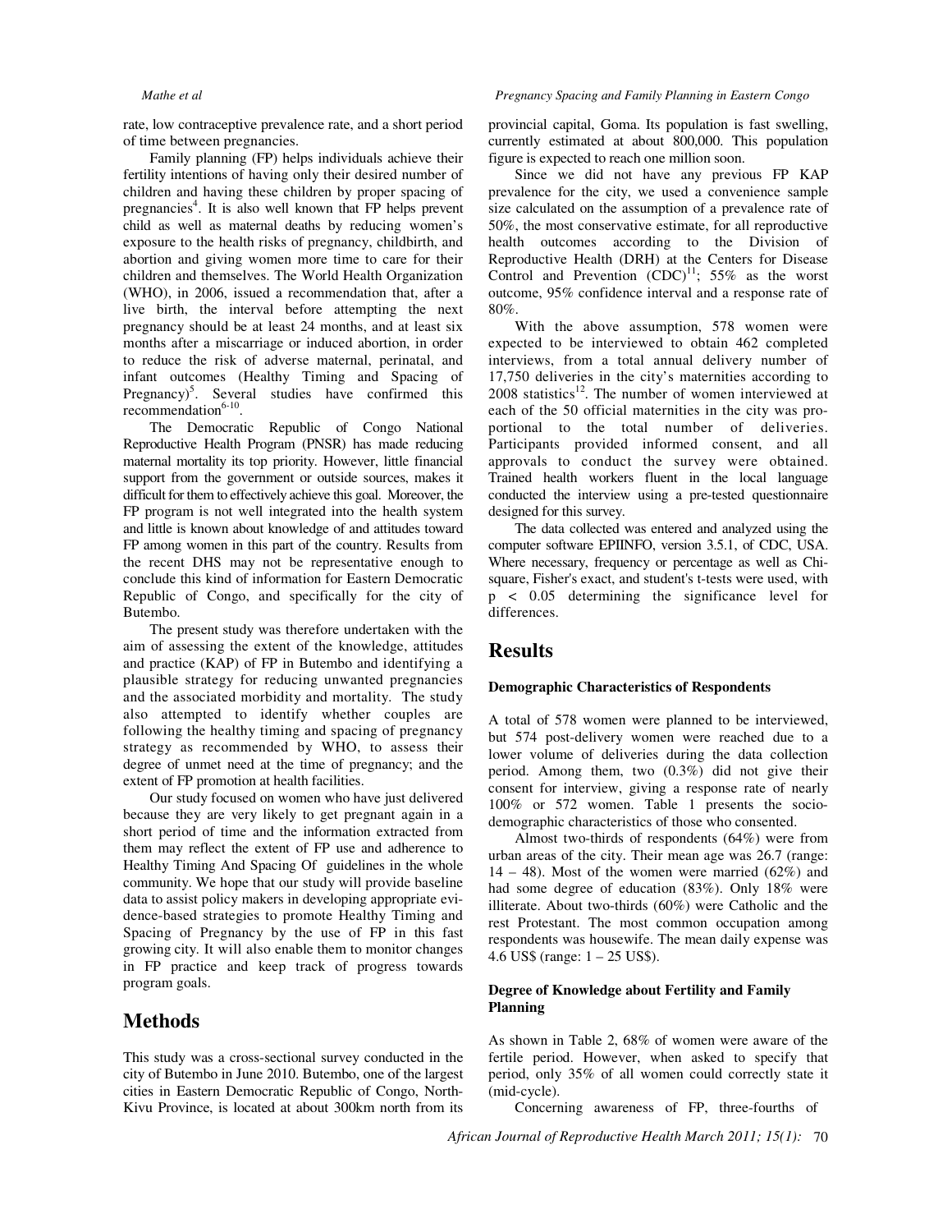rate, low contraceptive prevalence rate, and a short period of time between pregnancies.

Family planning (FP) helps individuals achieve their fertility intentions of having only their desired number of children and having these children by proper spacing of pregnancies[4]. It is also well known that FP helps prevent child as well as maternal deaths by reducing women's exposure to the health risks of pregnancy, childbirth, and abortion and giving women more time to care for their children and themselves. The World Health Organization (WHO), in 2006, issued a recommendation that, after a live birth, the interval before attempting the next pregnancy should be at least 24 months, and at least six months after a miscarriage or induced abortion, in order to reduce the risk of adverse maternal, perinatal, and infant outcomes (Healthy Timing and Spacing of Pregnancy)[5]. Several studies have confirmed this recommendation[6-10].

The Democratic Republic of Congo National Reproductive Health Program (PNSR) has made reducing maternal mortality its top priority. However, little financial support from the government or outside sources, makes it difficult for them to effectively achieve this goal. Moreover, the FP program is not well integrated into the health system and little is known about knowledge of and attitudes toward FP among women in this part of the country. Results from the recent DHS may not be representative enough to conclude this kind of information for Eastern Democratic Republic of Congo, and specifically for the city of Butembo.

The present study was therefore undertaken with the aim of assessing the extent of the knowledge, attitudes and practice (KAP) of FP in Butembo and identifying a plausible strategy for reducing unwanted pregnancies and the associated morbidity and mortality. The study also attempted to identify whether couples are following the healthy timing and spacing of pregnancy strategy as recommended by WHO, to assess their degree of unmet need at the time of pregnancy; and the extent of FP promotion at health facilities.

Our study focused on women who have just delivered because they are very likely to get pregnant again in a short period of time and the information extracted from them may reflect the extent of FP use and adherence to Healthy Timing And Spacing Of guidelines in the whole community. We hope that our study will provide baseline data to assist policy makers in developing appropriate evidence-based strategies to promote Healthy Timing and Spacing of Pregnancy by the use of FP in this fast growing city. It will also enable them to monitor changes in FP practice and keep track of progress towards program goals.

## Methods

This study was a cross-sectional survey conducted in the city of Butembo in June 2010. Butembo, one of the largest cities in Eastern Democratic Republic of Congo, North-Kivu Province, is located at about 300km north from its provincial capital, Goma. Its population is fast swelling, currently estimated at about 800,000. This population figure is expected to reach one million soon.

Since we did not have any previous FP KAP prevalence for the city, we used a convenience sample size calculated on the assumption of a prevalence rate of 50%, the most conservative estimate, for all reproductive health outcomes according to the Division of Reproductive Health (DRH) at the Centers for Disease Control and Prevention (CDC)[11]; 55% as the worst outcome, 95% confidence interval and a response rate of 80%.

With the above assumption, 578 women were expected to be interviewed to obtain 462 completed interviews, from a total annual delivery number of 17,750 deliveries in the city's maternities according to 2008 statistics[12]. The number of women interviewed at each of the 50 official maternities in the city was proportional to the total number of deliveries. Participants provided informed consent, and all approvals to conduct the survey were obtained. Trained health workers fluent in the local language conducted the interview using a pre-tested questionnaire designed for this survey.

The data collected was entered and analyzed using the computer software EPIINFO, version 3.5.1, of CDC, USA. Where necessary, frequency or percentage as well as Chi-square, Fisher's exact, and student's t-tests were used, with $p < 0.05$ determining the significance level for differences.

## Results

### Demographic Characteristics of Respondents

A total of 578 women were planned to be interviewed, but 574 post-delivery women were reached due to a lower volume of deliveries during the data collection period. Among them, two (0.3%) did not give their consent for interview, giving a response rate of nearly 100% or 572 women. Table 1 presents the socio-demographic characteristics of those who consented.

Almost two-thirds of respondents (64%) were from urban areas of the city. Their mean age was 26.7 (range: 14 – 48). Most of the women were married (62%) and had some degree of education (83%). Only 18% were illiterate. About two-thirds (60%) were Catholic and the rest Protestant. The most common occupation among respondents was housewife. The mean daily expense was 4.6 US$ (range: 1 – 25 US$).

### Degree of Knowledge about Fertility and Family Planning

As shown in Table 2, 68% of women were aware of the fertile period. However, when asked to specify that period, only 35% of all women could correctly state it (mid-cycle).

Concerning awareness of FP, three-fourths of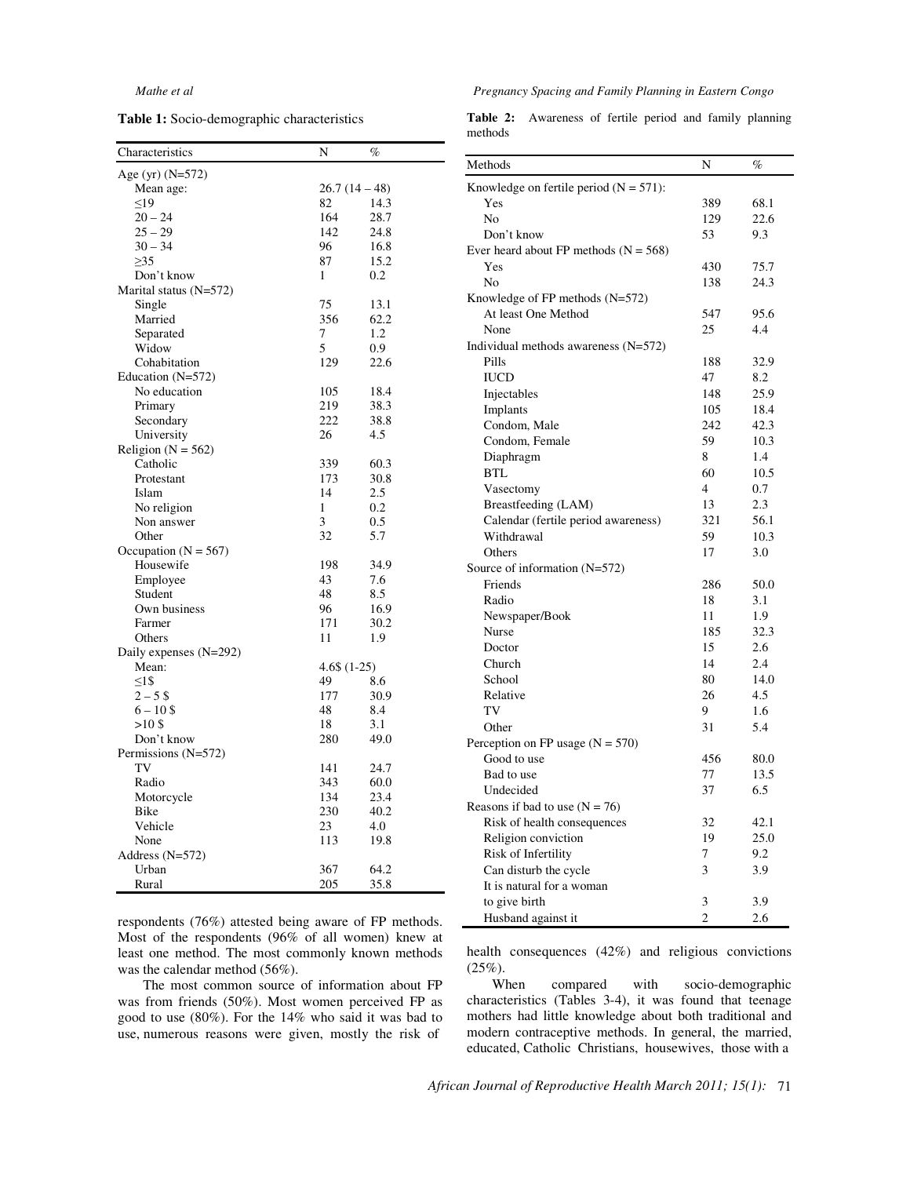**Table 1:** Socio-demographic characteristics

| Characteristics | N | % |
|---|---|---|
| Age (yr) (N=572) | | |
| Mean age: | 26.7 (14 – 48) | |
| ≤19 | 82 | 14.3 |
| 20 – 24 | 164 | 28.7 |
| 25 – 29 | 142 | 24.8 |
| 30 – 34 | 96 | 16.8 |
| ≥35 | 87 | 15.2 |
| Don't know | 1 | 0.2 |
| Marital status (N=572) | | |
| Single | 75 | 13.1 |
| Married | 356 | 62.2 |
| Separated | 7 | 1.2 |
| Widow | 5 | 0.9 |
| Cohabitation | 129 | 22.6 |
| Education (N=572) | | |
| No education | 105 | 18.4 |
| Primary | 219 | 38.3 |
| Secondary | 222 | 38.8 |
| University | 26 | 4.5 |
| Religion (N = 562) | | |
| Catholic | 339 | 60.3 |
| Protestant | 173 | 30.8 |
| Islam | 14 | 2.5 |
| No religion | 1 | 0.2 |
| Non answer | 3 | 0.5 |
| Other | 32 | 5.7 |
| Occupation (N = 567) | | |
| Housewife | 198 | 34.9 |
| Employee | 43 | 7.6 |
| Student | 48 | 8.5 |
| Own business | 96 | 16.9 |
| Farmer | 171 | 30.2 |
| Others | 11 | 1.9 |
| Daily expenses (N=292) | | |
| Mean: | 4.6$ (1-25) | |
| ≤1$ | 49 | 8.6 |
| 2 – 5 $ | 177 | 30.9 |
| 6 – 10 $ | 48 | 8.4 |
| >10 $ | 18 | 3.1 |
| Don't know | 280 | 49.0 |
| Permissions (N=572) | | |
| TV | 141 | 24.7 |
| Radio | 343 | 60.0 |
| Motorcycle | 134 | 23.4 |
| Bike | 230 | 40.2 |
| Vehicle | 23 | 4.0 |
| None | 113 | 19.8 |
| Address (N=572) | | |
| Urban | 367 | 64.2 |
| Rural | 205 | 35.8 |

respondents (76%) attested being aware of FP methods. Most of the respondents (96% of all women) knew at least one method. The most commonly known methods was the calendar method (56%).

The most common source of information about FP was from friends (50%). Most women perceived FP as good to use (80%). For the 14% who said it was bad to use, numerous reasons were given, mostly the risk of health consequences (42%) and religious convictions (25%).

**Table 2:** Awareness of fertile period and family planning methods

| Methods | N | % |
|---|---|---|
| Knowledge on fertile period (N = 571): | | |
| Yes | 389 | 68.1 |
| No | 129 | 22.6 |
| Don't know | 53 | 9.3 |
| Ever heard about FP methods (N = 568) | | |
| Yes | 430 | 75.7 |
| No | 138 | 24.3 |
| Knowledge of FP methods (N=572) | | |
| At least One Method | 547 | 95.6 |
| None | 25 | 4.4 |
| Individual methods awareness (N=572) | | |
| Pills | 188 | 32.9 |
| IUCD | 47 | 8.2 |
| Injectables | 148 | 25.9 |
| Implants | 105 | 18.4 |
| Condom, Male | 242 | 42.3 |
| Condom, Female | 59 | 10.3 |
| Diaphragm | 8 | 1.4 |
| BTL | 60 | 10.5 |
| Vasectomy | 4 | 0.7 |
| Breastfeeding (LAM) | 13 | 2.3 |
| Calendar (fertile period awareness) | 321 | 56.1 |
| Withdrawal | 59 | 10.3 |
| Others | 17 | 3.0 |
| Source of information (N=572) | | |
| Friends | 286 | 50.0 |
| Radio | 18 | 3.1 |
| Newspaper/Book | 11 | 1.9 |
| Nurse | 185 | 32.3 |
| Doctor | 15 | 2.6 |
| Church | 14 | 2.4 |
| School | 80 | 14.0 |
| Relative | 26 | 4.5 |
| TV | 9 | 1.6 |
| Other | 31 | 5.4 |
| Perception on FP usage (N = 570) | | |
| Good to use | 456 | 80.0 |
| Bad to use | 77 | 13.5 |
| Undecided | 37 | 6.5 |
| Reasons if bad to use (N = 76) | | |
| Risk of health consequences | 32 | 42.1 |
| Religion conviction | 19 | 25.0 |
| Risk of Infertility | 7 | 9.2 |
| Can disturb the cycle | 3 | 3.9 |
| It is natural for a woman to give birth | 3 | 3.9 |
| Husband against it | 2 | 2.6 |

When compared with socio-demographic characteristics (Tables 3-4), it was found that teenage mothers had little knowledge about both traditional and modern contraceptive methods. In general, the married, educated, Catholic Christians, housewives, those with a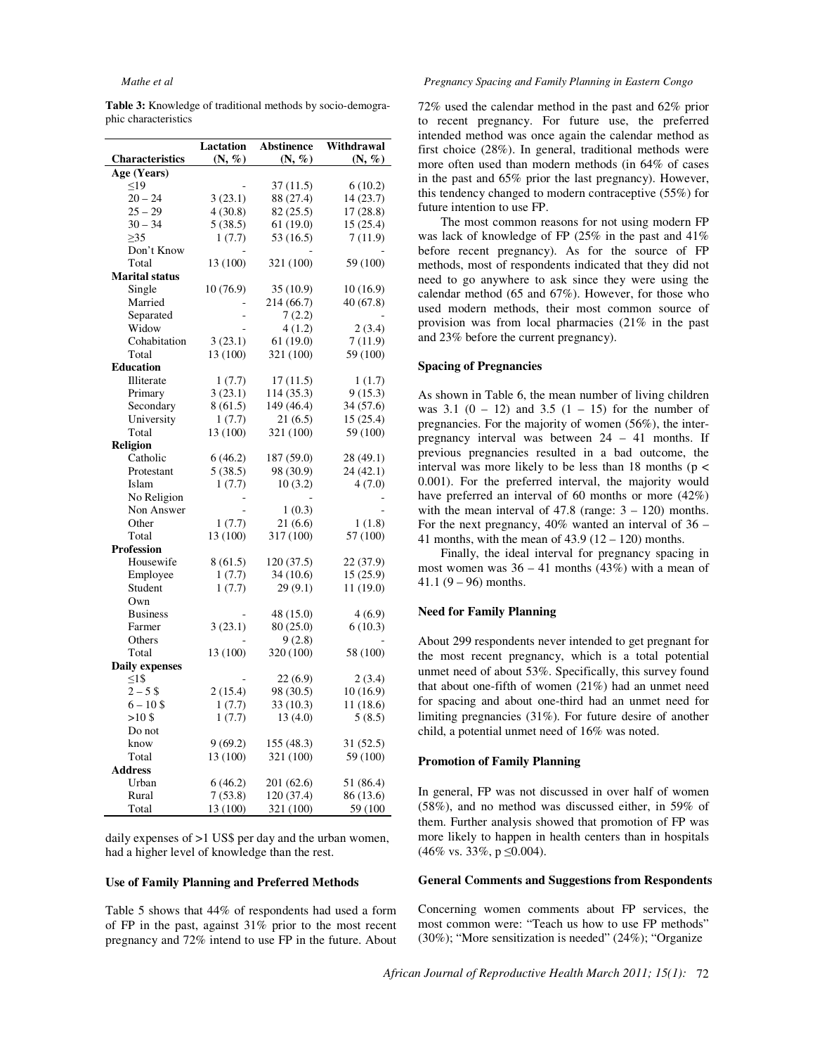**Table 3:** Knowledge of traditional methods by socio-demographic characteristics

| Characteristics | Lactation (N, %) | Abstinence (N, %) | Withdrawal (N, %) |
|---|---|---|---|
| **Age (Years)** | | | |
| ≤19 | - | 37 (11.5) | 6 (10.2) |
| 20 – 24 | 3 (23.1) | 88 (27.4) | 14 (23.7) |
| 25 – 29 | 4 (30.8) | 82 (25.5) | 17 (28.8) |
| 30 – 34 | 5 (38.5) | 61 (19.0) | 15 (25.4) |
| ≥35 | 1 (7.7) | 53 (16.5) | 7 (11.9) |
| Don't Know | - | - | - |
| Total | 13 (100) | 321 (100) | 59 (100) |
| **Marital status** | | | |
| Single | 10 (76.9) | 35 (10.9) | 10 (16.9) |
| Married | - | 214 (66.7) | 40 (67.8) |
| Separated | - | 7 (2.2) | - |
| Widow | - | 4 (1.2) | 2 (3.4) |
| Cohabitation | 3 (23.1) | 61 (19.0) | 7 (11.9) |
| Total | 13 (100) | 321 (100) | 59 (100) |
| **Education** | | | |
| Illiterate | 1 (7.7) | 17 (11.5) | 1 (1.7) |
| Primary | 3 (23.1) | 114 (35.3) | 9 (15.3) |
| Secondary | 8 (61.5) | 149 (46.4) | 34 (57.6) |
| University | 1 (7.7) | 21 (6.5) | 15 (25.4) |
| Total | 13 (100) | 321 (100) | 59 (100) |
| **Religion** | | | |
| Catholic | 6 (46.2) | 187 (59.0) | 28 (49.1) |
| Protestant | 5 (38.5) | 98 (30.9) | 24 (42.1) |
| Islam | 1 (7.7) | 10 (3.2) | 4 (7.0) |
| No Religion | - | - | - |
| Non Answer | - | 1 (0.3) | - |
| Other | 1 (7.7) | 21 (6.6) | 1 (1.8) |
| Total | 13 (100) | 317 (100) | 57 (100) |
| **Profession** | | | |
| Housewife | 8 (61.5) | 120 (37.5) | 22 (37.9) |
| Employee | 1 (7.7) | 34 (10.6) | 15 (25.9) |
| Student | 1 (7.7) | 29 (9.1) | 11 (19.0) |
| Own Business | - | 48 (15.0) | 4 (6.9) |
| Farmer | 3 (23.1) | 80 (25.0) | 6 (10.3) |
| Others | - | 9 (2.8) | - |
| Total | 13 (100) | 320 (100) | 58 (100) |
| **Daily expenses** | | | |
| ≤1$ | - | 22 (6.9) | 2 (3.4) |
| 2 – 5 $ | 2 (15.4) | 98 (30.5) | 10 (16.9) |
| 6 – 10 $ | 1 (7.7) | 33 (10.3) | 11 (18.6) |
| >10 $ | 1 (7.7) | 13 (4.0) | 5 (8.5) |
| Do not know | 9 (69.2) | 155 (48.3) | 31 (52.5) |
| Total | 13 (100) | 321 (100) | 59 (100) |
| **Address** | | | |
| Urban | 6 (46.2) | 201 (62.6) | 51 (86.4) |
| Rural | 7 (53.8) | 120 (37.4) | 86 (13.6) |
| Total | 13 (100) | 321 (100) | 59 (100 |

daily expenses of >1 US$ per day and the urban women, had a higher level of knowledge than the rest.

### Use of Family Planning and Preferred Methods

Table 5 shows that 44% of respondents had used a form of FP in the past, against 31% prior to the most recent pregnancy and 72% intend to use FP in the future. About 72% used the calendar method in the past and 62% prior to recent pregnancy. For future use, the preferred intended method was once again the calendar method as first choice (28%). In general, traditional methods were more often used than modern methods (in 64% of cases in the past and 65% prior the last pregnancy). However, this tendency changed to modern contraceptive (55%) for future intention to use FP.

The most common reasons for not using modern FP was lack of knowledge of FP (25% in the past and 41% before recent pregnancy). As for the source of FP methods, most of respondents indicated that they did not need to go anywhere to ask since they were using the calendar method (65 and 67%). However, for those who used modern methods, their most common source of provision was from local pharmacies (21% in the past and 23% before the current pregnancy).

### Spacing of Pregnancies

As shown in Table 6, the mean number of living children was 3.1 (0 – 12) and 3.5 (1 – 15) for the number of pregnancies. For the majority of women (56%), the inter-pregnancy interval was between 24 – 41 months. If previous pregnancies resulted in a bad outcome, the interval was more likely to be less than 18 months ($p < 0.001$). For the preferred interval, the majority would have preferred an interval of 60 months or more (42%) with the mean interval of 47.8 (range: 3 – 120) months. For the next pregnancy, 40% wanted an interval of 36 – 41 months, with the mean of 43.9 (12 – 120) months.

Finally, the ideal interval for pregnancy spacing in most women was 36 – 41 months (43%) with a mean of 41.1 (9 – 96) months.

### Need for Family Planning

About 299 respondents never intended to get pregnant for the most recent pregnancy, which is a total potential unmet need of about 53%. Specifically, this survey found that about one-fifth of women (21%) had an unmet need for spacing and about one-third had an unmet need for limiting pregnancies (31%). For future desire of another child, a potential unmet need of 16% was noted.

### Promotion of Family Planning

In general, FP was not discussed in over half of women (58%), and no method was discussed either, in 59% of them. Further analysis showed that promotion of FP was more likely to happen in health centers than in hospitals (46% vs. 33%, $p \leq 0.004$).

### General Comments and Suggestions from Respondents

Concerning women comments about FP services, the most common were: "Teach us how to use FP methods" (30%); "More sensitization is needed" (24%); "Organize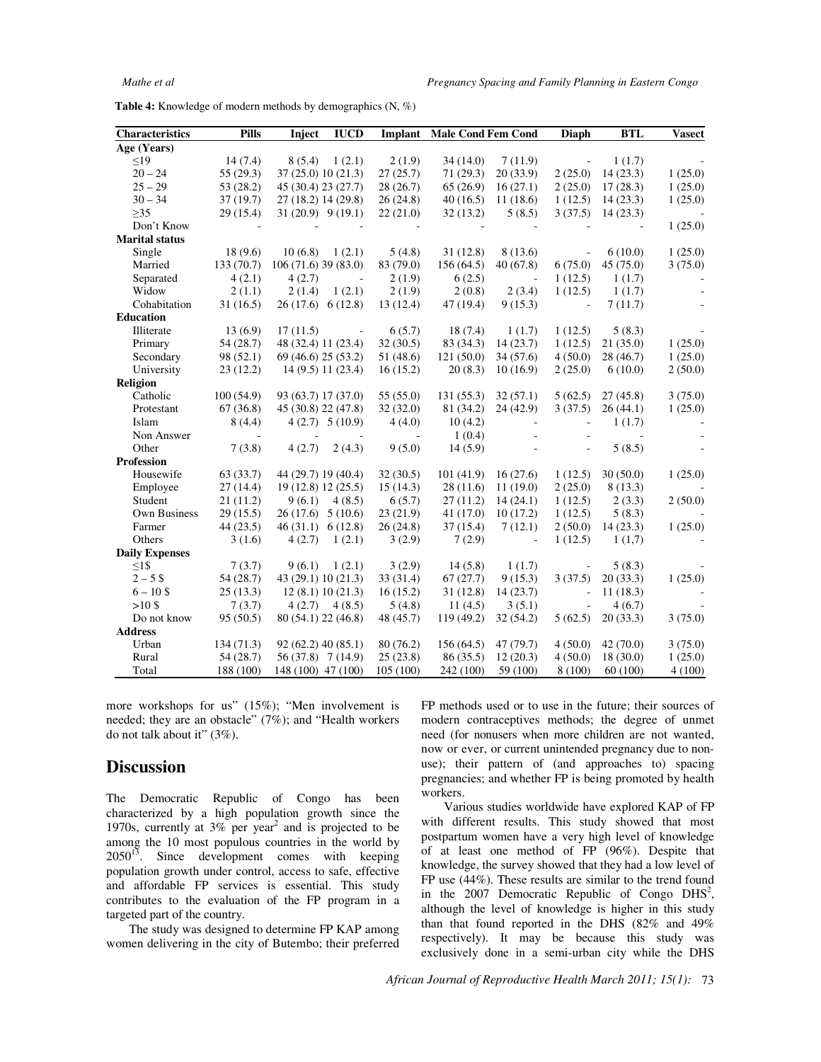**Table 4:** Knowledge of modern methods by demographics (N, %)

| Characteristics | Pills | Inject | IUCD | Implant | Male Cond | Fem Cond | Diaph | BTL | Vasect |
|---|---|---|---|---|---|---|---|---|---|
| **Age (Years)** | | | | | | | | | |
| ≤19 | 14 (7.4) | 8 (5.4) | 1 (2.1) | 2 (1.9) | 34 (14.0) | 7 (11.9) | - | 1 (1.7) | - |
| 20 – 24 | 55 (29.3) | 37 (25.0) | 10 (21.3) | 27 (25.7) | 71 (29.3) | 20 (33.9) | 2 (25.0) | 14 (23.3) | 1 (25.0) |
| 25 – 29 | 53 (28.2) | 45 (30.4) | 23 (27.7) | 28 (26.7) | 65 (26.9) | 16 (27.1) | 2 (25.0) | 17 (28.3) | 1 (25.0) |
| 30 – 34 | 37 (19.7) | 27 (18.2) | 14 (29.8) | 26 (24.8) | 40 (16.5) | 11 (18.6) | 1 (12.5) | 14 (23.3) | 1 (25.0) |
| ≥35 | 29 (15.4) | 31 (20.9) | 9 (19.1) | 22 (21.0) | 32 (13.2) | 5 (8.5) | 3 (37.5) | 14 (23.3) | - |
| Don't Know | - | - | - | - | - | - | - | - | 1 (25.0) |
| **Marital status** | | | | | | | | | |
| Single | 18 (9.6) | 10 (6.8) | 1 (2.1) | 5 (4.8) | 31 (12.8) | 8 (13.6) | - | 6 (10.0) | 1 (25.0) |
| Married | 133 (70.7) | 106 (71.6) | 39 (83.0) | 83 (79.0) | 156 (64.5) | 40 (67.8) | 6 (75.0) | 45 (75.0) | 3 (75.0) |
| Separated | 4 (2.1) | 4 (2.7) | - | 2 (1.9) | 6 (2.5) | - | 1 (12.5) | 1 (1.7) | - |
| Widow | 2 (1.1) | 2 (1.4) | 1 (2.1) | 2 (1.9) | 2 (0.8) | 2 (3.4) | 1 (12.5) | 1 (1.7) | - |
| Cohabitation | 31 (16.5) | 26 (17.6) | 6 (12.8) | 13 (12.4) | 47 (19.4) | 9 (15.3) | - | 7 (11.7) | - |
| **Education** | | | | | | | | | |
| Illiterate | 13 (6.9) | 17 (11.5) | - | 6 (5.7) | 18 (7.4) | 1 (1.7) | 1 (12.5) | 5 (8.3) | - |
| Primary | 54 (28.7) | 48 (32.4) | 11 (23.4) | 32 (30.5) | 83 (34.3) | 14 (23.7) | 1 (12.5) | 21 (35.0) | 1 (25.0) |
| Secondary | 98 (52.1) | 69 (46.6) | 25 (53.2) | 51 (48.6) | 121 (50.0) | 34 (57.6) | 4 (50.0) | 28 (46.7) | 1 (25.0) |
| University | 23 (12.2) | 14 (9.5) | 11 (23.4) | 16 (15.2) | 20 (8.3) | 10 (16.9) | 2 (25.0) | 6 (10.0) | 2 (50.0) |
| **Religion** | | | | | | | | | |
| Catholic | 100 (54.9) | 93 (63.7) | 17 (37.0) | 55 (55.0) | 131 (55.3) | 32 (57.1) | 5 (62.5) | 27 (45.8) | 3 (75.0) |
| Protestant | 67 (36.8) | 45 (30.8) | 22 (47.8) | 32 (32.0) | 81 (34.2) | 24 (42.9) | 3 (37.5) | 26 (44.1) | 1 (25.0) |
| Islam | 8 (4.4) | 4 (2.7) | 5 (10.9) | 4 (4.0) | 10 (4.2) | - | - | 1 (1.7) | - |
| Non Answer | - | - | - | - | 1 (0.4) | - | - | - | - |
| Other | 7 (3.8) | 4 (2.7) | 2 (4.3) | 9 (5.0) | 14 (5.9) | - | - | 5 (8.5) | - |
| **Profession** | | | | | | | | | |
| Housewife | 63 (33.7) | 44 (29.7) | 19 (40.4) | 32 (30.5) | 101 (41.9) | 16 (27.6) | 1 (12.5) | 30 (50.0) | 1 (25.0) |
| Employee | 27 (14.4) | 19 (12.8) | 12 (25.5) | 15 (14.3) | 28 (11.6) | 11 (19.0) | 2 (25.0) | 8 (13.3) | - |
| Student | 21 (11.2) | 9 (6.1) | 4 (8.5) | 6 (5.7) | 27 (11.2) | 14 (24.1) | 1 (12.5) | 2 (3.3) | 2 (50.0) |
| Own Business | 29 (15.5) | 26 (17.6) | 5 (10.6) | 23 (21.9) | 41 (17.0) | 10 (17.2) | 1 (12.5) | 5 (8.3) | - |
| Farmer | 44 (23.5) | 46 (31.1) | 6 (12.8) | 26 (24.8) | 37 (15.4) | 7 (12.1) | 2 (50.0) | 14 (23.3) | 1 (25.0) |
| Others | 3 (1.6) | 4 (2.7) | 1 (2.1) | 3 (2.9) | 7 (2.9) | - | 1 (12.5) | 1 (1,7) | - |
| **Daily Expenses** | | | | | | | | | |
| ≤1$ | 7 (3.7) | 9 (6.1) | 1 (2.1) | 3 (2.9) | 14 (5.8) | 1 (1.7) | - | 5 (8.3) | - |
| 2 – 5 $ | 54 (28.7) | 43 (29.1) | 10 (21.3) | 33 (31.4) | 67 (27.7) | 9 (15.3) | 3 (37.5) | 20 (33.3) | 1 (25.0) |
| 6 – 10 $ | 25 (13.3) | 12 (8.1) | 10 (21.3) | 16 (15.2) | 31 (12.8) | 14 (23.7) | - | 11 (18.3) | - |
| >10 $ | 7 (3.7) | 4 (2.7) | 4 (8.5) | 5 (4.8) | 11 (4.5) | 3 (5.1) | - | 4 (6.7) | - |
| Do not know | 95 (50.5) | 80 (54.1) | 22 (46.8) | 48 (45.7) | 119 (49.2) | 32 (54.2) | 5 (62.5) | 20 (33.3) | 3 (75.0) |
| **Address** | | | | | | | | | |
| Urban | 134 (71.3) | 92 (62.2) | 40 (85.1) | 80 (76.2) | 156 (64.5) | 47 (79.7) | 4 (50.0) | 42 (70.0) | 3 (75.0) |
| Rural | 54 (28.7) | 56 (37.8) | 7 (14.9) | 25 (23.8) | 86 (35.5) | 12 (20.3) | 4 (50.0) | 18 (30.0) | 1 (25.0) |
| Total | 188 (100) | 148 (100) | 47 (100) | 105 (100) | 242 (100) | 59 (100) | 8 (100) | 60 (100) | 4 (100) |

more workshops for us" (15%); "Men involvement is needed; they are an obstacle" (7%); and "Health workers do not talk about it" (3%).

## Discussion

The Democratic Republic of Congo has been characterized by a high population growth since the 1970s, currently at 3% per year[2] and is projected to be among the 10 most populous countries in the world by 2050[13]. Since development comes with keeping population growth under control, access to safe, effective and affordable FP services is essential. This study contributes to the evaluation of the FP program in a targeted part of the country.

The study was designed to determine FP KAP among women delivering in the city of Butembo; their preferred FP methods used or to use in the future; their sources of modern contraceptives methods; the degree of unmet need (for nonusers when more children are not wanted, now or ever, or current unintended pregnancy due to non-use); their pattern of (and approaches to) spacing pregnancies; and whether FP is being promoted by health workers.

Various studies worldwide have explored KAP of FP with different results. This study showed that most postpartum women have a very high level of knowledge of at least one method of FP (96%). Despite that knowledge, the survey showed that they had a low level of FP use (44%). These results are similar to the trend found in the 2007 Democratic Republic of Congo DHS[2], although the level of knowledge is higher in this study than that found reported in the DHS (82% and 49% respectively). It may be because this study was exclusively done in a semi-urban city while the DHS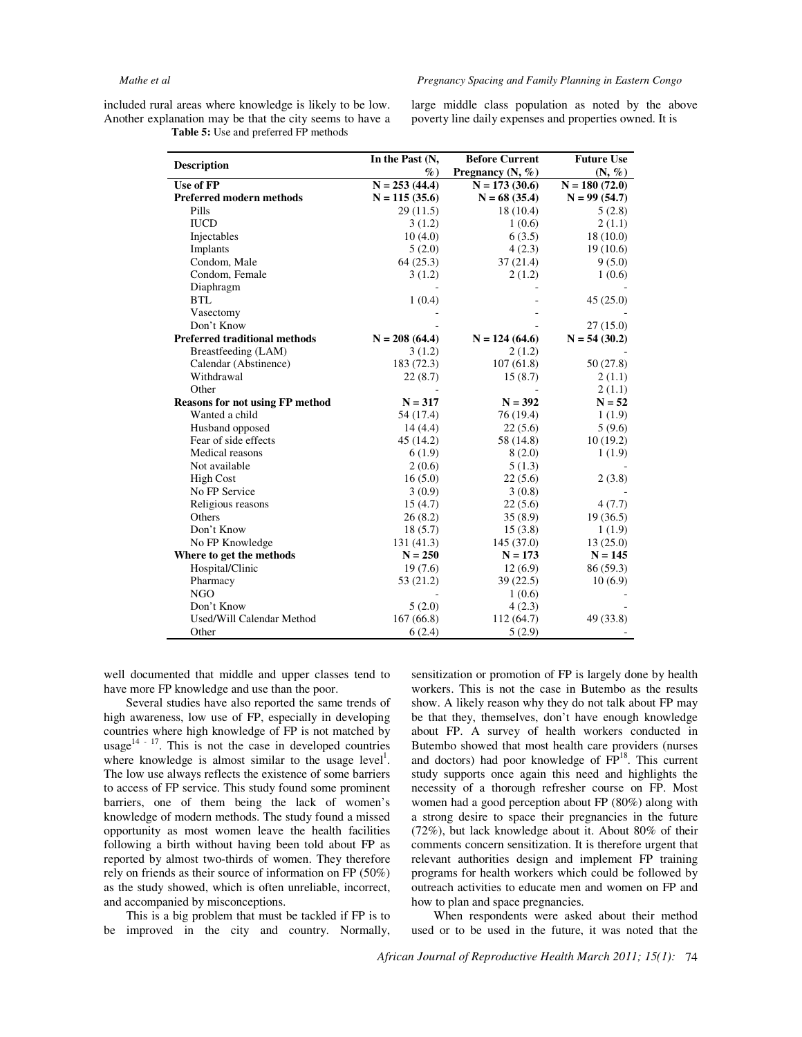included rural areas where knowledge is likely to be low. Another explanation may be that the city seems to have a large middle class population as noted by the above poverty line daily expenses and properties owned. It is well documented that middle and upper classes tend to have more FP knowledge and use than the poor.

**Table 5:** Use and preferred FP methods

| Description | In the Past (N, %) | Before Current Pregnancy (N, %) | Future Use (N, %) |
|---|---|---|---|
| **Use of FP** | **N = 253 (44.4)** | **N = 173 (30.6)** | **N = 180 (72.0)** |
| **Preferred modern methods** | **N = 115 (35.6)** | **N = 68 (35.4)** | **N = 99 (54.7)** |
| Pills | 29 (11.5) | 18 (10.4) | 5 (2.8) |
| IUCD | 3 (1.2) | 1 (0.6) | 2 (1.1) |
| Injectables | 10 (4.0) | 6 (3.5) | 18 (10.0) |
| Implants | 5 (2.0) | 4 (2.3) | 19 (10.6) |
| Condom, Male | 64 (25.3) | 37 (21.4) | 9 (5.0) |
| Condom, Female | 3 (1.2) | 2 (1.2) | 1 (0.6) |
| Diaphragm | - | - | - |
| BTL | 1 (0.4) | - | 45 (25.0) |
| Vasectomy | - | - | - |
| Don't Know | - | - | 27 (15.0) |
| **Preferred traditional methods** | **N = 208 (64.4)** | **N = 124 (64.6)** | **N = 54 (30.2)** |
| Breastfeeding (LAM) | 3 (1.2) | 2 (1.2) | - |
| Calendar (Abstinence) | 183 (72.3) | 107 (61.8) | 50 (27.8) |
| Withdrawal | 22 (8.7) | 15 (8.7) | 2 (1.1) |
| Other | - | - | 2 (1.1) |
| **Reasons for not using FP method** | **N = 317** | **N = 392** | **N = 52** |
| Wanted a child | 54 (17.4) | 76 (19.4) | 1 (1.9) |
| Husband opposed | 14 (4.4) | 22 (5.6) | 5 (9.6) |
| Fear of side effects | 45 (14.2) | 58 (14.8) | 10 (19.2) |
| Medical reasons | 6 (1.9) | 8 (2.0) | 1 (1.9) |
| Not available | 2 (0.6) | 5 (1.3) | - |
| High Cost | 16 (5.0) | 22 (5.6) | 2 (3.8) |
| No FP Service | 3 (0.9) | 3 (0.8) | - |
| Religious reasons | 15 (4.7) | 22 (5.6) | 4 (7.7) |
| Others | 26 (8.2) | 35 (8.9) | 19 (36.5) |
| Don't Know | 18 (5.7) | 15 (3.8) | 1 (1.9) |
| No FP Knowledge | 131 (41.3) | 145 (37.0) | 13 (25.0) |
| **Where to get the methods** | **N = 250** | **N = 173** | **N = 145** |
| Hospital/Clinic | 19 (7.6) | 12 (6.9) | 86 (59.3) |
| Pharmacy | 53 (21.2) | 39 (22.5) | 10 (6.9) |
| NGO | - | 1 (0.6) | - |
| Don't Know | 5 (2.0) | 4 (2.3) | - |
| Used/Will Calendar Method | 167 (66.8) | 112 (64.7) | 49 (33.8) |
| Other | 6 (2.4) | 5 (2.9) | - |

Several studies have also reported the same trends of high awareness, low use of FP, especially in developing countries where high knowledge of FP is not matched by usage[14 - 17]. This is not the case in developed countries where knowledge is almost similar to the usage level[1]. The low use always reflects the existence of some barriers to access of FP service. This study found some prominent barriers, one of them being the lack of women's knowledge of modern methods. The study found a missed opportunity as most women leave the health facilities following a birth without having been told about FP as reported by almost two-thirds of women. They therefore rely on friends as their source of information on FP (50%) as the study showed, which is often unreliable, incorrect, and accompanied by misconceptions.

This is a big problem that must be tackled if FP is to be improved in the city and country. Normally, sensitization or promotion of FP is largely done by health workers. This is not the case in Butembo as the results show. A likely reason why they do not talk about FP may be that they, themselves, don't have enough knowledge about FP. A survey of health workers conducted in Butembo showed that most health care providers (nurses and doctors) had poor knowledge of FP[18]. This current study supports once again this need and highlights the necessity of a thorough refresher course on FP. Most women had a good perception about FP (80%) along with a strong desire to space their pregnancies in the future (72%), but lack knowledge about it. About 80% of their comments concern sensitization. It is therefore urgent that relevant authorities design and implement FP training programs for health workers which could be followed by outreach activities to educate men and women on FP and how to plan and space pregnancies.

When respondents were asked about their method used or to be used in the future, it was noted that the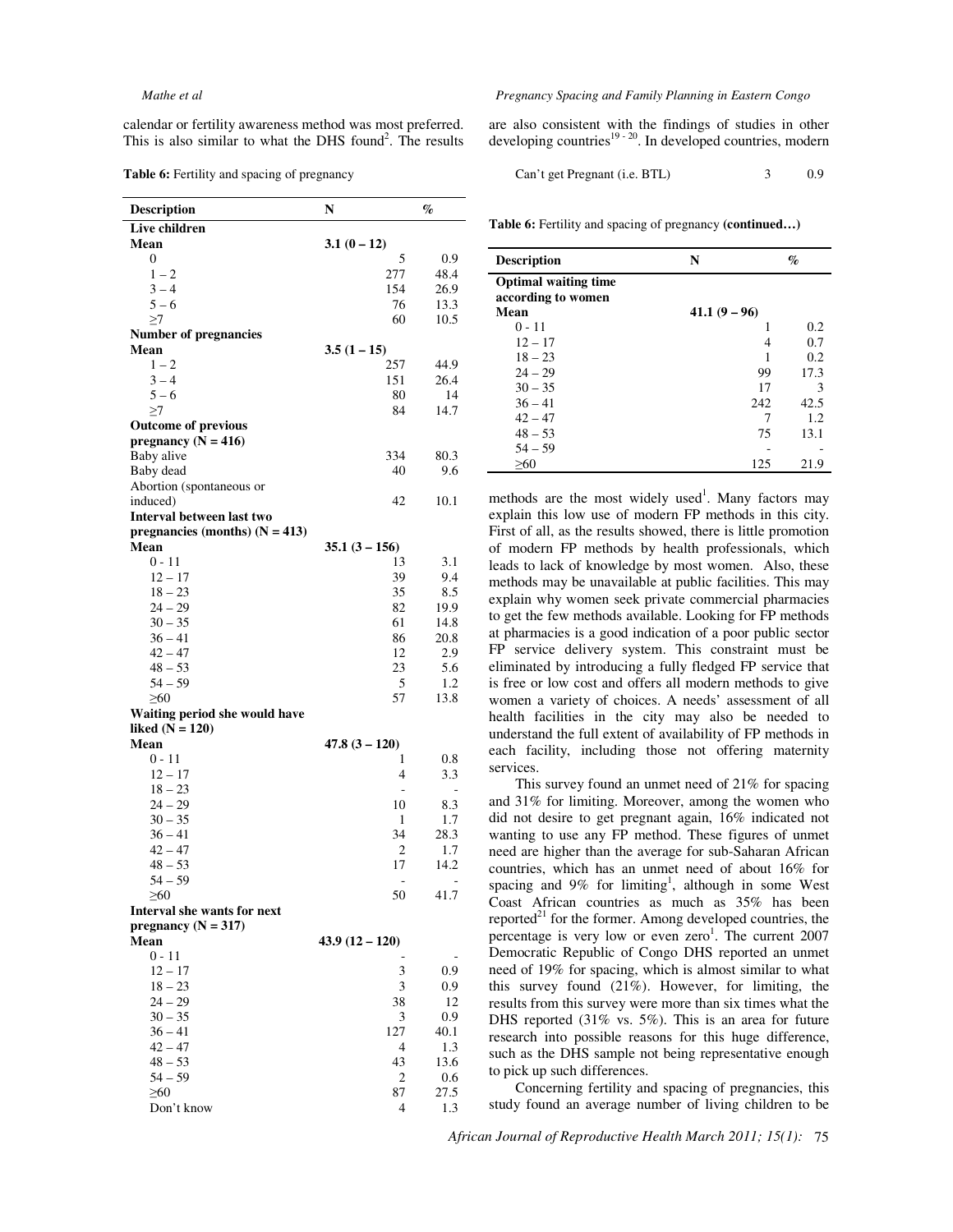calendar or fertility awareness method was most preferred. This is also similar to what the DHS found[2]. The results are also consistent with the findings of studies in other developing countries[19 - 20]. In developed countries, modern methods are the most widely used[1]. Many factors may explain this low use of modern FP methods in this city. First of all, as the results showed, there is little promotion of modern FP methods by health professionals, which leads to lack of knowledge by most women. Also, these methods may be unavailable at public facilities. This may explain why women seek private commercial pharmacies to get the few methods available. Looking for FP methods at pharmacies is a good indication of a poor public sector FP service delivery system. This constraint must be eliminated by introducing a fully fledged FP service that is free or low cost and offers all modern methods to give women a variety of choices. A needs' assessment of all health facilities in the city may also be needed to understand the full extent of availability of FP methods in each facility, including those not offering maternity services.

**Table 6:** Fertility and spacing of pregnancy

| Description | N | % |
|---|---|---|
| **Live children** | | |
| **Mean** | **3.1 (0 – 12)** | |
| 0 | 5 | 0.9 |
| 1 – 2 | 277 | 48.4 |
| 3 – 4 | 154 | 26.9 |
| 5 – 6 | 76 | 13.3 |
| ≥7 | 60 | 10.5 |
| **Number of pregnancies** | | |
| **Mean** | **3.5 (1 – 15)** | |
| 1 – 2 | 257 | 44.9 |
| 3 – 4 | 151 | 26.4 |
| 5 – 6 | 80 | 14 |
| ≥7 | 84 | 14.7 |
| **Outcome of previous pregnancy (N = 416)** | | |
| Baby alive | 334 | 80.3 |
| Baby dead | 40 | 9.6 |
| Abortion (spontaneous or induced) | 42 | 10.1 |
| **Interval between last two pregnancies (months) (N = 413)** | | |
| **Mean** | **35.1 (3 – 156)** | |
| 0 - 11 | 13 | 3.1 |
| 12 – 17 | 39 | 9.4 |
| 18 – 23 | 35 | 8.5 |
| 24 – 29 | 82 | 19.9 |
| 30 – 35 | 61 | 14.8 |
| 36 – 41 | 86 | 20.8 |
| 42 – 47 | 12 | 2.9 |
| 48 – 53 | 23 | 5.6 |
| 54 – 59 | 5 | 1.2 |
| ≥60 | 57 | 13.8 |
| **Waiting period she would have liked (N = 120)** | | |
| **Mean** | **47.8 (3 – 120)** | |
| 0 - 11 | 1 | 0.8 |
| 12 – 17 | 4 | 3.3 |
| 18 – 23 | - | - |
| 24 – 29 | 10 | 8.3 |
| 30 – 35 | 1 | 1.7 |
| 36 – 41 | 34 | 28.3 |
| 42 – 47 | 2 | 1.7 |
| 48 – 53 | 17 | 14.2 |
| 54 – 59 | - | - |
| ≥60 | 50 | 41.7 |
| **Interval she wants for next pregnancy (N = 317)** | | |
| **Mean** | **43.9 (12 – 120)** | |
| 0 - 11 | - | - |
| 12 – 17 | 3 | 0.9 |
| 18 – 23 | 3 | 0.9 |
| 24 – 29 | 38 | 12 |
| 30 – 35 | 3 | 0.9 |
| 36 – 41 | 127 | 40.1 |
| 42 – 47 | 4 | 1.3 |
| 48 – 53 | 43 | 13.6 |
| 54 – 59 | 2 | 0.6 |
| ≥60 | 87 | 27.5 |
| Don't know | 4 | 1.3 |
| Can't get Pregnant (i.e. BTL) | 3 | 0.9 |
| **Optimal waiting time according to women** | | |
| **Mean** | **41.1 (9 – 96)** | |
| 0 - 11 | 1 | 0.2 |
| 12 – 17 | 4 | 0.7 |
| 18 – 23 | 1 | 0.2 |
| 24 – 29 | 99 | 17.3 |
| 30 – 35 | 17 | 3 |
| 36 – 41 | 242 | 42.5 |
| 42 – 47 | 7 | 1.2 |
| 48 – 53 | 75 | 13.1 |
| 54 – 59 | - | - |
| ≥60 | 125 | 21.9 |

This survey found an unmet need of 21% for spacing and 31% for limiting. Moreover, among the women who did not desire to get pregnant again, 16% indicated not wanting to use any FP method. These figures of unmet need are higher than the average for sub-Saharan African countries, which has an unmet need of about 16% for spacing and 9% for limiting[1], although in some West Coast African countries as much as 35% has been reported[21] for the former. Among developed countries, the percentage is very low or even zero[1]. The current 2007 Democratic Republic of Congo DHS reported an unmet need of 19% for spacing, which is almost similar to what this survey found (21%). However, for limiting, the results from this survey were more than six times what the DHS reported (31% vs. 5%). This is an area for future research into possible reasons for this huge difference, such as the DHS sample not being representative enough to pick up such differences.

Concerning fertility and spacing of pregnancies, this study found an average number of living children to be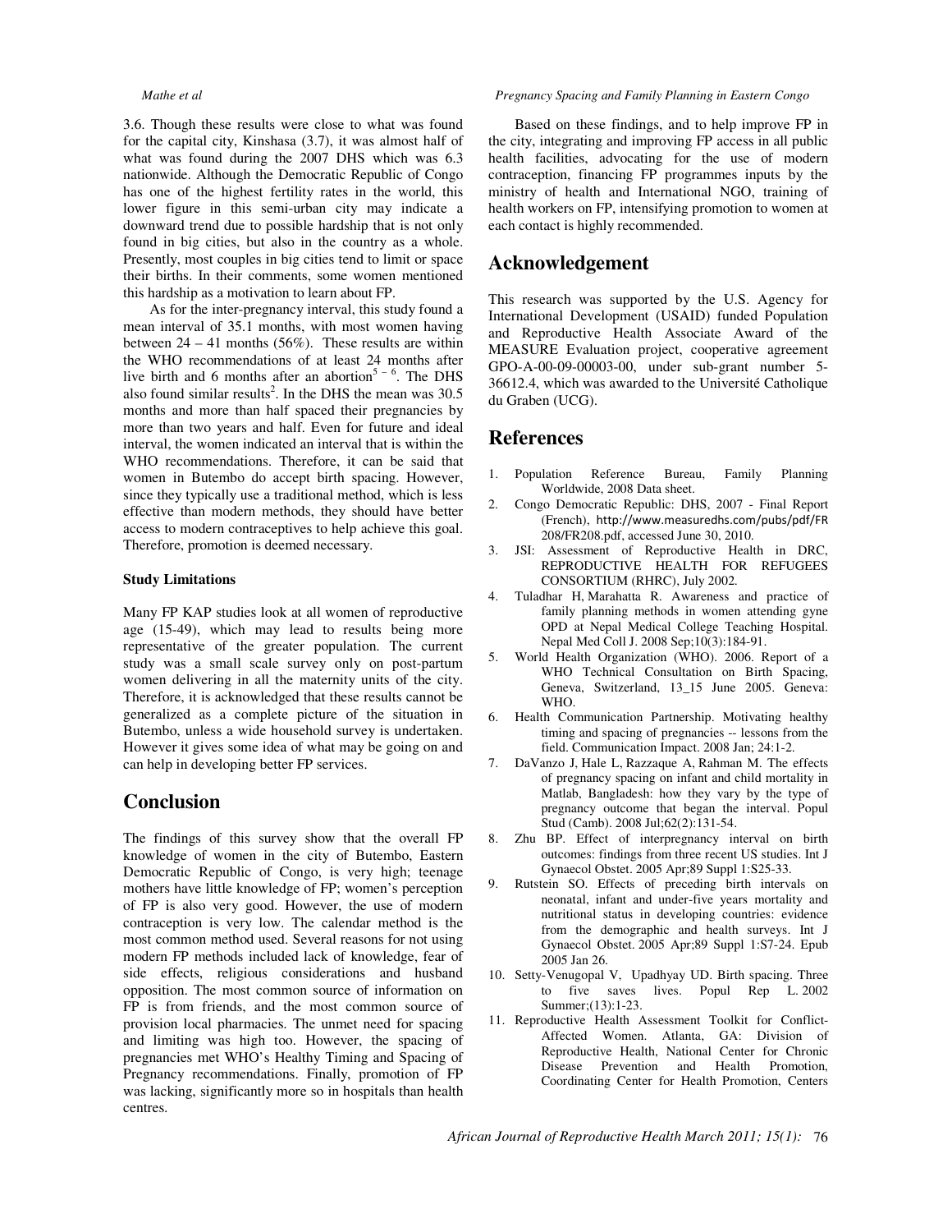3.6. Though these results were close to what was found for the capital city, Kinshasa (3.7), it was almost half of what was found during the 2007 DHS which was 6.3 nationwide. Although the Democratic Republic of Congo has one of the highest fertility rates in the world, this lower figure in this semi-urban city may indicate a downward trend due to possible hardship that is not only found in big cities, but also in the country as a whole. Presently, most couples in big cities tend to limit or space their births. In their comments, some women mentioned this hardship as a motivation to learn about FP.

As for the inter-pregnancy interval, this study found a mean interval of 35.1 months, with most women having between 24 – 41 months (56%). These results are within the WHO recommendations of at least 24 months after live birth and 6 months after an abortion[5 – 6]. The DHS also found similar results[2]. In the DHS the mean was 30.5 months and more than half spaced their pregnancies by more than two years and half. Even for future and ideal interval, the women indicated an interval that is within the WHO recommendations. Therefore, it can be said that women in Butembo do accept birth spacing. However, since they typically use a traditional method, which is less effective than modern methods, they should have better access to modern contraceptives to help achieve this goal. Therefore, promotion is deemed necessary.

**Study Limitations**

Many FP KAP studies look at all women of reproductive age (15-49), which may lead to results being more representative of the greater population. The current study was a small scale survey only on post-partum women delivering in all the maternity units of the city. Therefore, it is acknowledged that these results cannot be generalized as a complete picture of the situation in Butembo, unless a wide household survey is undertaken. However it gives some idea of what may be going on and can help in developing better FP services.

# Conclusion

The findings of this survey show that the overall FP knowledge of women in the city of Butembo, Eastern Democratic Republic of Congo, is very high; teenage mothers have little knowledge of FP; women's perception of FP is also very good. However, the use of modern contraception is very low. The calendar method is the most common method used. Several reasons for not using modern FP methods included lack of knowledge, fear of side effects, religious considerations and husband opposition. The most common source of information on FP is from friends, and the most common source of provision local pharmacies. The unmet need for spacing and limiting was high too. However, the spacing of pregnancies met WHO's Healthy Timing and Spacing of Pregnancy recommendations. Finally, promotion of FP was lacking, significantly more so in hospitals than health centres.

Based on these findings, and to help improve FP in the city, integrating and improving FP access in all public health facilities, advocating for the use of modern contraception, financing FP programmes inputs by the ministry of health and International NGO, training of health workers on FP, intensifying promotion to women at each contact is highly recommended.

# Acknowledgement

This research was supported by the U.S. Agency for International Development (USAID) funded Population and Reproductive Health Associate Award of the MEASURE Evaluation project, cooperative agreement GPO-A-00-09-00003-00, under sub-grant number 5-36612.4, which was awarded to the Université Catholique du Graben (UCG).

# References

1. Population Reference Bureau, Family Planning Worldwide, 2008 Data sheet.
2. Congo Democratic Republic: DHS, 2007 - Final Report (French), http://www.measuredhs.com/pubs/pdf/FR208/FR208.pdf, accessed June 30, 2010.
3. JSI: Assessment of Reproductive Health in DRC, REPRODUCTIVE HEALTH FOR REFUGEES CONSORTIUM (RHRC), July 2002.
4. Tuladhar H, Marahatta R. Awareness and practice of family planning methods in women attending gyne OPD at Nepal Medical College Teaching Hospital. Nepal Med Coll J. 2008 Sep;10(3):184-91.
5. World Health Organization (WHO). 2006. Report of a WHO Technical Consultation on Birth Spacing, Geneva, Switzerland, 13_15 June 2005. Geneva: WHO.
6. Health Communication Partnership. Motivating healthy timing and spacing of pregnancies -- lessons from the field. Communication Impact. 2008 Jan; 24:1-2.
7. DaVanzo J, Hale L, Razzaque A, Rahman M. The effects of pregnancy spacing on infant and child mortality in Matlab, Bangladesh: how they vary by the type of pregnancy outcome that began the interval. Popul Stud (Camb). 2008 Jul;62(2):131-54.
8. Zhu BP. Effect of interpregnancy interval on birth outcomes: findings from three recent US studies. Int J Gynaecol Obstet. 2005 Apr;89 Suppl 1:S25-33.
9. Rutstein SO. Effects of preceding birth intervals on neonatal, infant and under-five years mortality and nutritional status in developing countries: evidence from the demographic and health surveys. Int J Gynaecol Obstet. 2005 Apr;89 Suppl 1:S7-24. Epub 2005 Jan 26.
10. Setty-Venugopal V, Upadhyay UD. Birth spacing. Three to five saves lives. Popul Rep L. 2002 Summer;(13):1-23.
11. Reproductive Health Assessment Toolkit for Conflict-Affected Women. Atlanta, GA: Division of Reproductive Health, National Center for Chronic Disease Prevention and Health Promotion, Coordinating Center for Health Promotion, Centers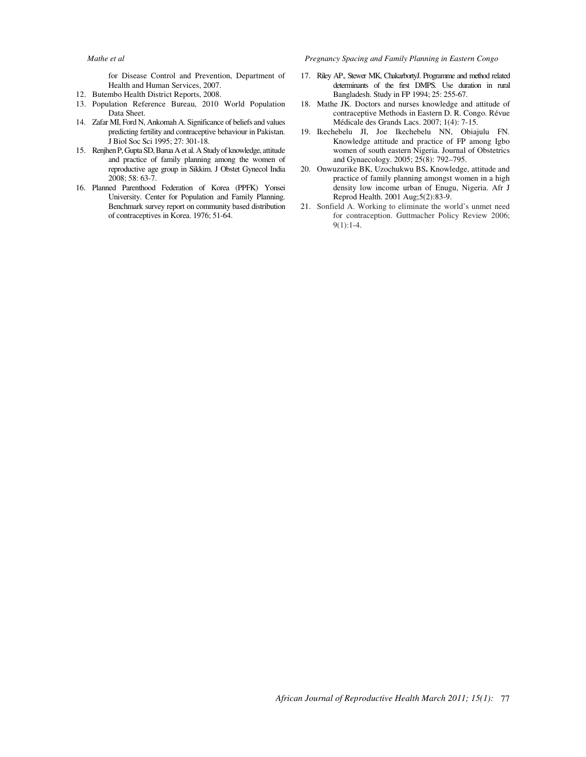for Disease Control and Prevention, Department of Health and Human Services, 2007.

12. Butembo Health District Reports, 2008.
13. Population Reference Bureau, 2010 World Population Data Sheet.
14. Zafar MI, Ford N, Ankomah A. Significance of beliefs and values predicting fertility and contraceptive behaviour in Pakistan. J Biol Soc Sci 1995; 27: 301-18.
15. Renjhen P, Gupta SD, Barua A et al. A Study of knowledge, attitude and practice of family planning among the women of reproductive age group in Sikkim. J Obstet Gynecol India 2008; 58: 63-7.
16. Planned Parenthood Federation of Korea (PPFK) Yonsei University. Center for Population and Family Planning. Benchmark survey report on community based distribution of contraceptives in Korea. 1976; 51-64.
17. Riley AP., Stewer MK, ChakarbortyJ. Programme and method related determinants of the first DMPS. Use duration in rural Bangladesh. Study in FP 1994; 25: 255-67.
18. Mathe JK. Doctors and nurses knowledge and attitude of contraceptive Methods in Eastern D. R. Congo. Révue Médicale des Grands Lacs. 2007; 1(4): 7-15.
19. Ikechebelu JI, Joe Ikechebelu NN, Obiajulu FN. Knowledge attitude and practice of FP among Igbo women of south eastern Nigeria. Journal of Obstetrics and Gynaecology. 2005; 25(8): 792–795.
20. Onwuzurike BK, Uzochukwu BS. Knowledge, attitude and practice of family planning amongst women in a high density low income urban of Enugu, Nigeria. Afr J Reprod Health. 2001 Aug;5(2):83-9.
21. Sonfield A. Working to eliminate the world's unmet need for contraception. Guttmacher Policy Review 2006; 9(1):1-4.